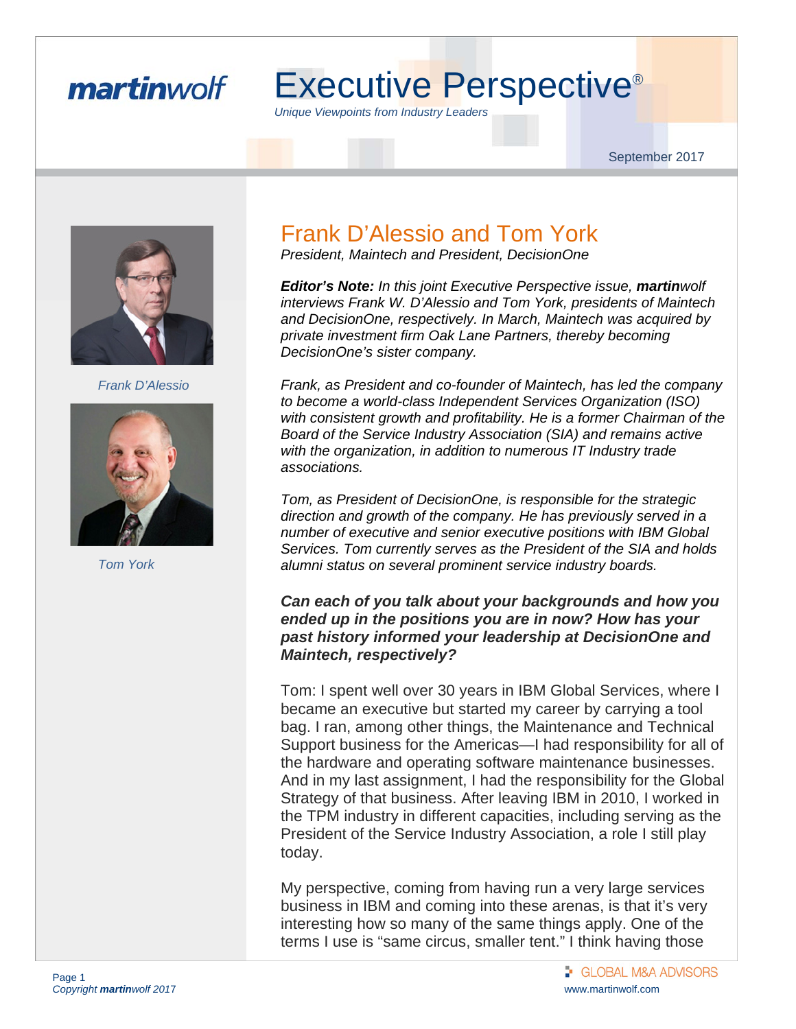**martinwolf**

# Executive Perspective®

*Unique Viewpoints from Industry Leaders*

September 2017

*Frank D'Alessio*

*Tom York*

## Frank D'Alessio and Tom York

*President, Maintech and President, DecisionOne*

***Editor's Note:*** *In this joint Executive Perspective issue,* ***martin****wolf interviews Frank W. D'Alessio and Tom York, presidents of Maintech and DecisionOne, respectively. In March, Maintech was acquired by private investment firm Oak Lane Partners, thereby becoming DecisionOne's sister company.*

*Frank, as President and co-founder of Maintech, has led the company to become a world-class Independent Services Organization (ISO) with consistent growth and profitability. He is a former Chairman of the Board of the Service Industry Association (SIA) and remains active with the organization, in addition to numerous IT Industry trade associations.*

*Tom, as President of DecisionOne, is responsible for the strategic direction and growth of the company. He has previously served in a number of executive and senior executive positions with IBM Global Services. Tom currently serves as the President of the SIA and holds alumni status on several prominent service industry boards.*

***Can each of you talk about your backgrounds and how you ended up in the positions you are in now? How has your past history informed your leadership at DecisionOne and Maintech, respectively?***

Tom: I spent well over 30 years in IBM Global Services, where I became an executive but started my career by carrying a tool bag. I ran, among other things, the Maintenance and Technical Support business for the Americas—I had responsibility for all of the hardware and operating software maintenance businesses. And in my last assignment, I had the responsibility for the Global Strategy of that business. After leaving IBM in 2010, I worked in the TPM industry in different capacities, including serving as the President of the Service Industry Association, a role I still play today.

My perspective, coming from having run a very large services business in IBM and coming into these arenas, is that it's very interesting how so many of the same things apply. One of the terms I use is "same circus, smaller tent." I think having those

*Copyright* ***martin****wolf 2017*

GLOBAL M&A ADVISORS
www.martinwolf.com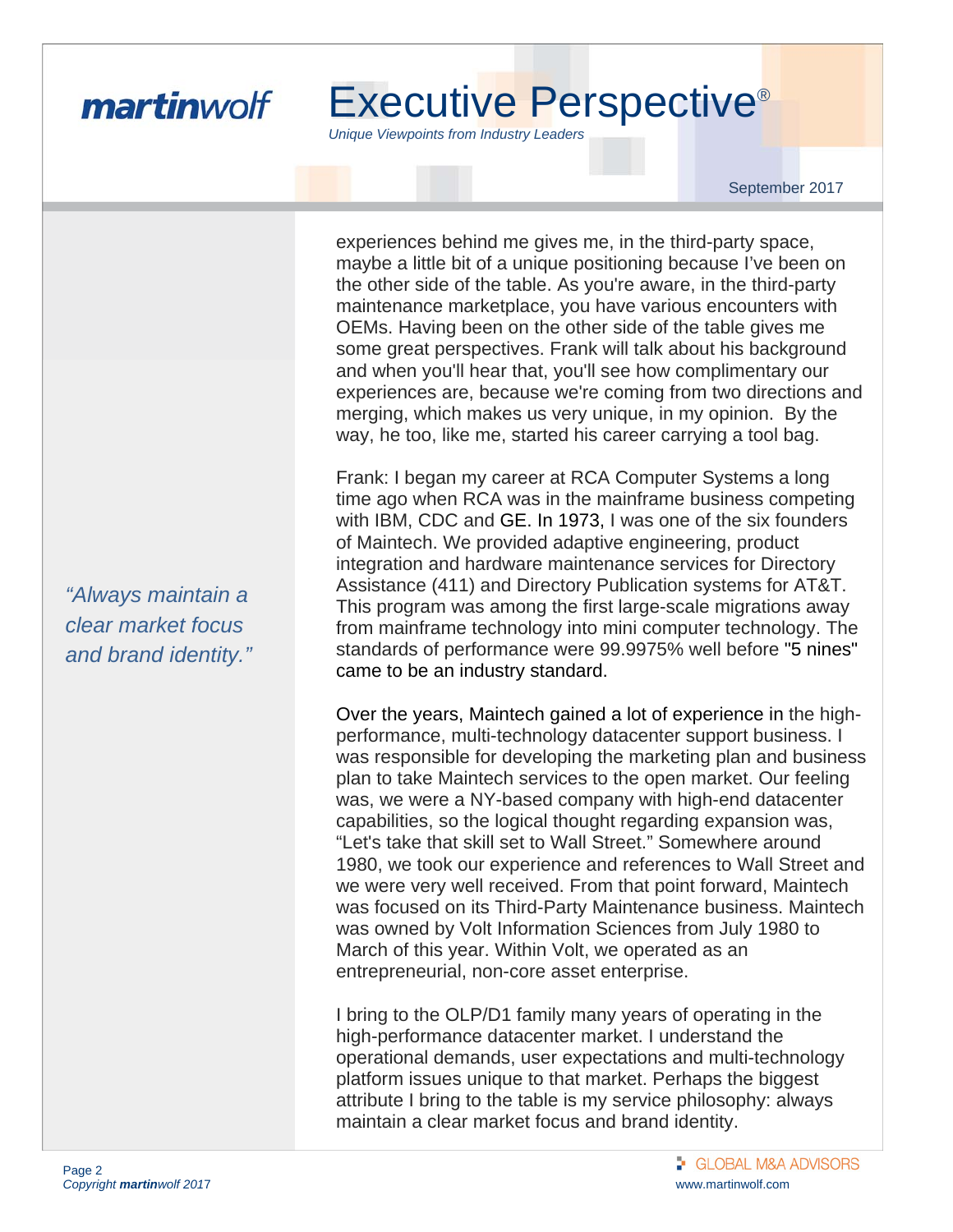experiences behind me gives me, in the third-party space, maybe a little bit of a unique positioning because I've been on the other side of the table. As you're aware, in the third-party maintenance marketplace, you have various encounters with OEMs. Having been on the other side of the table gives me some great perspectives. Frank will talk about his background and when you'll hear that, you'll see how complimentary our experiences are, because we're coming from two directions and merging, which makes us very unique, in my opinion. By the way, he too, like me, started his career carrying a tool bag.

*"Always maintain a clear market focus and brand identity."*

Frank: I began my career at RCA Computer Systems a long time ago when RCA was in the mainframe business competing with IBM, CDC and GE. In 1973, I was one of the six founders of Maintech. We provided adaptive engineering, product integration and hardware maintenance services for Directory Assistance (411) and Directory Publication systems for AT&T. This program was among the first large-scale migrations away from mainframe technology into mini computer technology. The standards of performance were 99.9975% well before "5 nines" came to be an industry standard.

Over the years, Maintech gained a lot of experience in the high-performance, multi-technology datacenter support business. I was responsible for developing the marketing plan and business plan to take Maintech services to the open market. Our feeling was, we were a NY-based company with high-end datacenter capabilities, so the logical thought regarding expansion was, "Let's take that skill set to Wall Street." Somewhere around 1980, we took our experience and references to Wall Street and we were very well received. From that point forward, Maintech was focused on its Third-Party Maintenance business. Maintech was owned by Volt Information Sciences from July 1980 to March of this year. Within Volt, we operated as an entrepreneurial, non-core asset enterprise.

I bring to the OLP/D1 family many years of operating in the high-performance datacenter market. I understand the operational demands, user expectations and multi-technology platform issues unique to that market. Perhaps the biggest attribute I bring to the table is my service philosophy: always maintain a clear market focus and brand identity.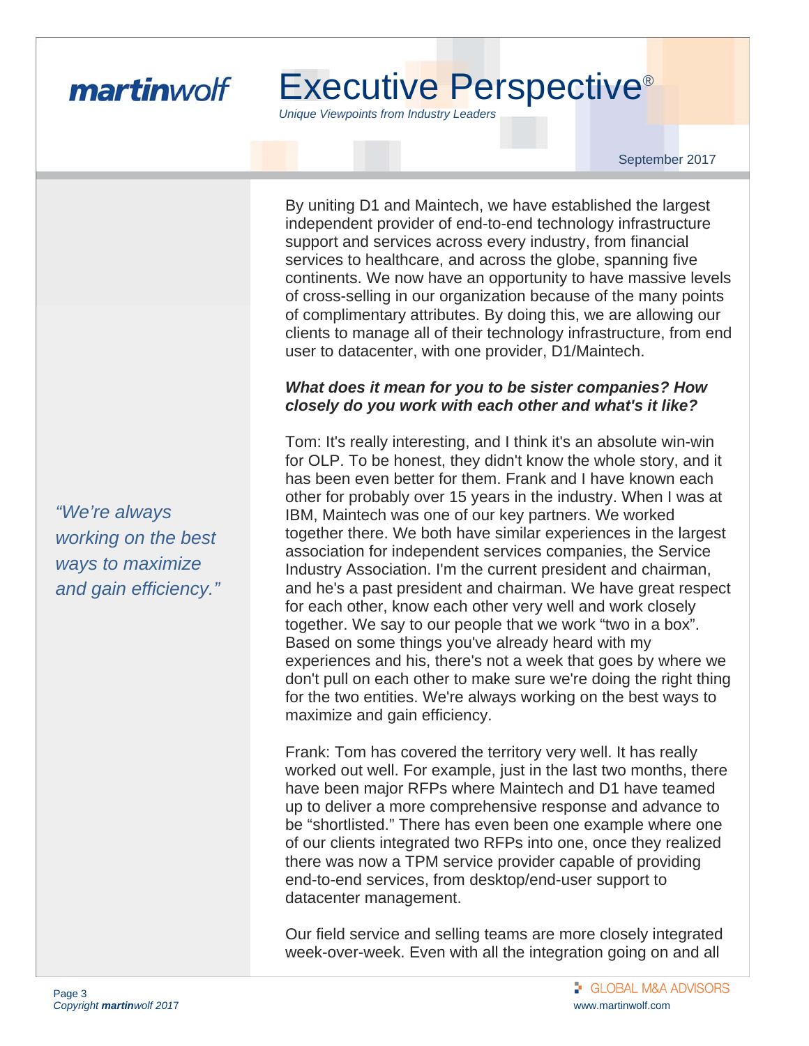By uniting D1 and Maintech, we have established the largest independent provider of end-to-end technology infrastructure support and services across every industry, from financial services to healthcare, and across the globe, spanning five continents. We now have an opportunity to have massive levels of cross-selling in our organization because of the many points of complimentary attributes. By doing this, we are allowing our clients to manage all of their technology infrastructure, from end user to datacenter, with one provider, D1/Maintech.

***What does it mean for you to be sister companies? How closely do you work with each other and what's it like?***

Tom: It's really interesting, and I think it's an absolute win-win for OLP. To be honest, they didn't know the whole story, and it has been even better for them. Frank and I have known each other for probably over 15 years in the industry. When I was at IBM, Maintech was one of our key partners. We worked together there. We both have similar experiences in the largest association for independent services companies, the Service Industry Association. I'm the current president and chairman, and he's a past president and chairman. We have great respect for each other, know each other very well and work closely together. We say to our people that we work "two in a box". Based on some things you've already heard with my experiences and his, there's not a week that goes by where we don't pull on each other to make sure we're doing the right thing for the two entities. We're always working on the best ways to maximize and gain efficiency.

*"We're always working on the best ways to maximize and gain efficiency."*

Frank: Tom has covered the territory very well. It has really worked out well. For example, just in the last two months, there have been major RFPs where Maintech and D1 have teamed up to deliver a more comprehensive response and advance to be "shortlisted." There has even been one example where one of our clients integrated two RFPs into one, once they realized there was now a TPM service provider capable of providing end-to-end services, from desktop/end-user support to datacenter management.

Our field service and selling teams are more closely integrated week-over-week. Even with all the integration going on and all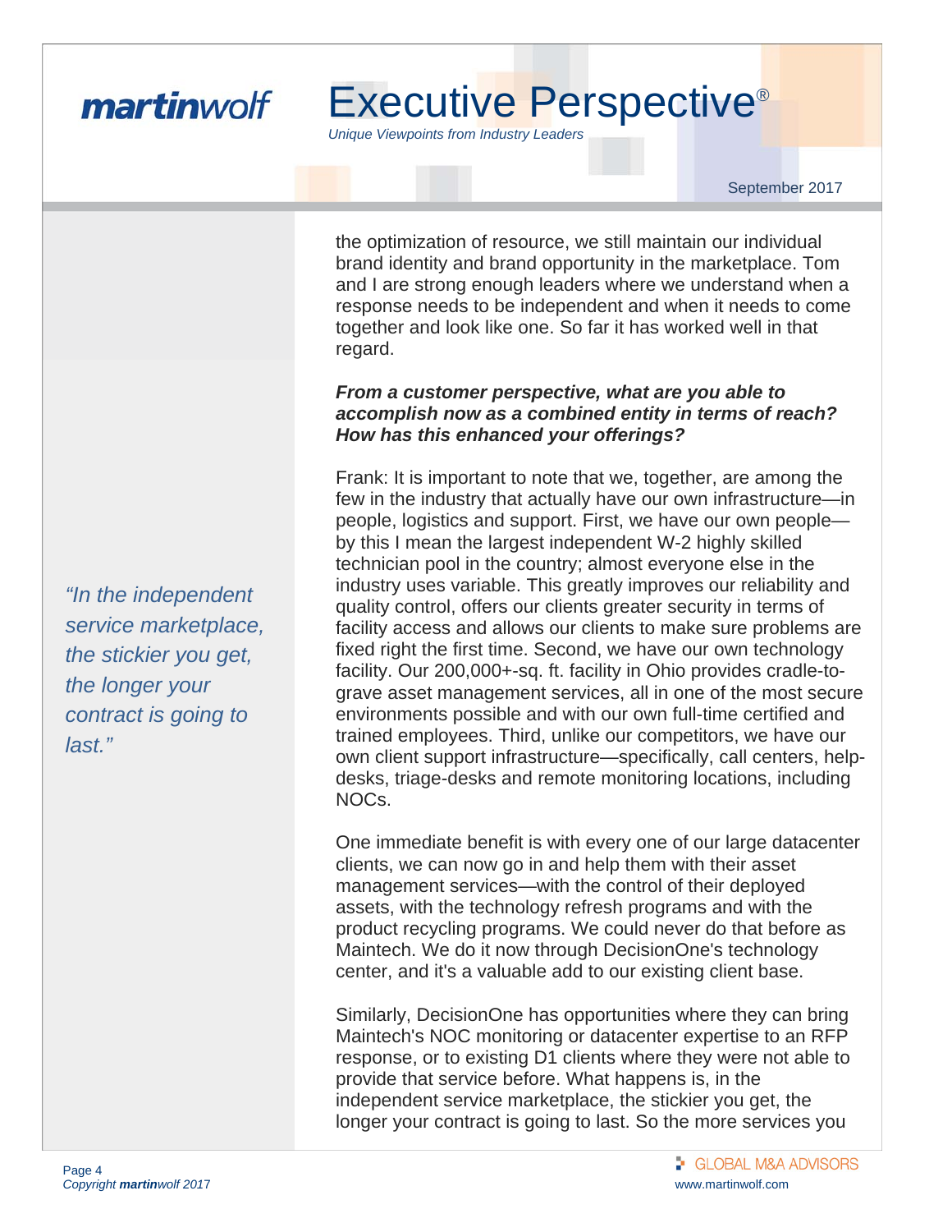the optimization of resource, we still maintain our individual brand identity and brand opportunity in the marketplace. Tom and I are strong enough leaders where we understand when a response needs to be independent and when it needs to come together and look like one. So far it has worked well in that regard.

***From a customer perspective, what are you able to accomplish now as a combined entity in terms of reach? How has this enhanced your offerings?***

Frank: It is important to note that we, together, are among the few in the industry that actually have our own infrastructure—in people, logistics and support. First, we have our own people—by this I mean the largest independent W-2 highly skilled technician pool in the country; almost everyone else in the industry uses variable. This greatly improves our reliability and quality control, offers our clients greater security in terms of facility access and allows our clients to make sure problems are fixed right the first time. Second, we have our own technology facility. Our 200,000+-sq. ft. facility in Ohio provides cradle-to-grave asset management services, all in one of the most secure environments possible and with our own full-time certified and trained employees. Third, unlike our competitors, we have our own client support infrastructure—specifically, call centers, help-desks, triage-desks and remote monitoring locations, including NOCs.

*"In the independent service marketplace, the stickier you get, the longer your contract is going to last."*

One immediate benefit is with every one of our large datacenter clients, we can now go in and help them with their asset management services—with the control of their deployed assets, with the technology refresh programs and with the product recycling programs. We could never do that before as Maintech. We do it now through DecisionOne's technology center, and it's a valuable add to our existing client base.

Similarly, DecisionOne has opportunities where they can bring Maintech's NOC monitoring or datacenter expertise to an RFP response, or to existing D1 clients where they were not able to provide that service before. What happens is, in the independent service marketplace, the stickier you get, the longer your contract is going to last. So the more services you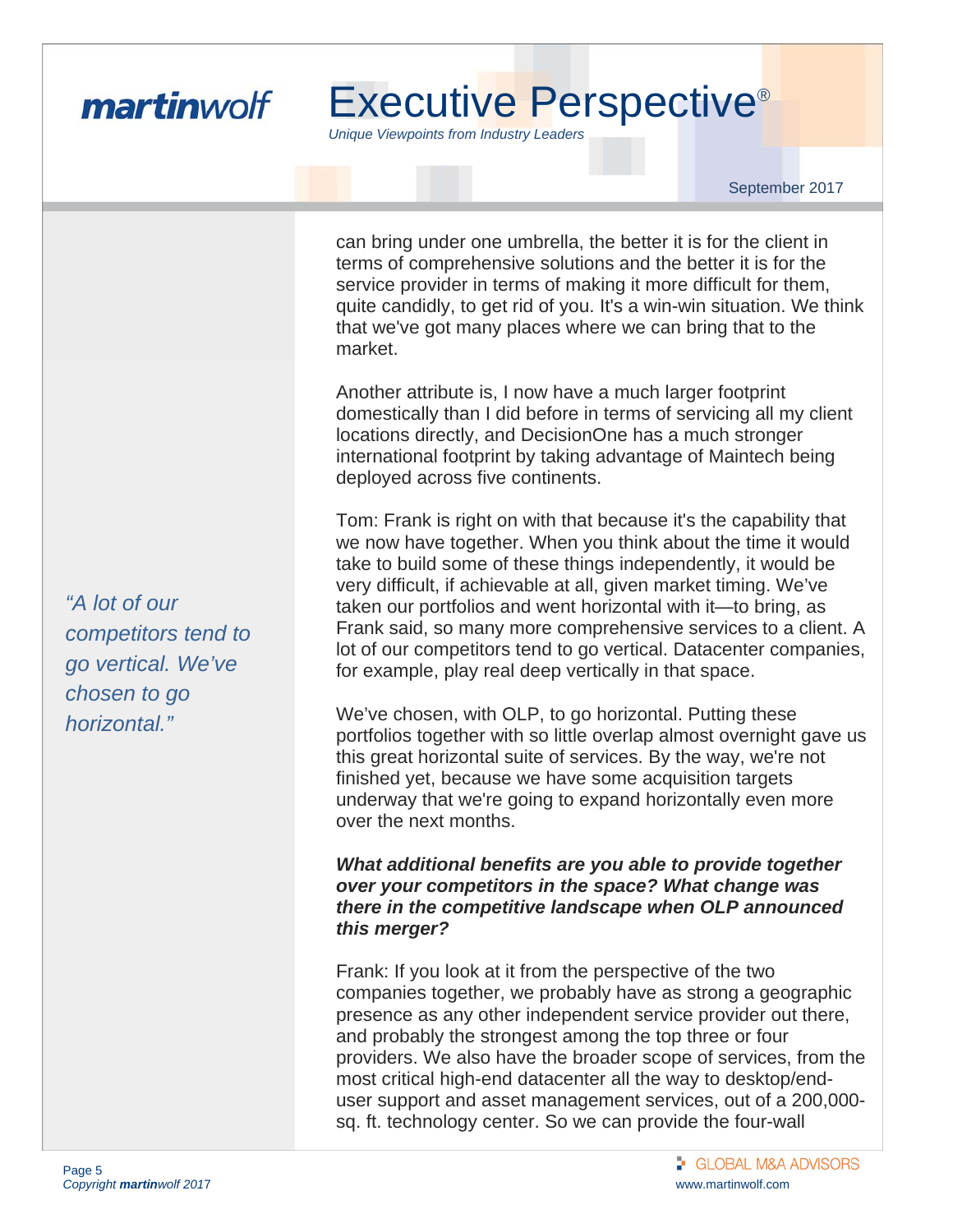can bring under one umbrella, the better it is for the client in terms of comprehensive solutions and the better it is for the service provider in terms of making it more difficult for them, quite candidly, to get rid of you. It's a win-win situation. We think that we've got many places where we can bring that to the market.

Another attribute is, I now have a much larger footprint domestically than I did before in terms of servicing all my client locations directly, and DecisionOne has a much stronger international footprint by taking advantage of Maintech being deployed across five continents.

*"A lot of our competitors tend to go vertical. We've chosen to go horizontal."*

Tom: Frank is right on with that because it's the capability that we now have together. When you think about the time it would take to build some of these things independently, it would be very difficult, if achievable at all, given market timing. We've taken our portfolios and went horizontal with it—to bring, as Frank said, so many more comprehensive services to a client. A lot of our competitors tend to go vertical. Datacenter companies, for example, play real deep vertically in that space.

We've chosen, with OLP, to go horizontal. Putting these portfolios together with so little overlap almost overnight gave us this great horizontal suite of services. By the way, we're not finished yet, because we have some acquisition targets underway that we're going to expand horizontally even more over the next months.

***What additional benefits are you able to provide together over your competitors in the space? What change was there in the competitive landscape when OLP announced this merger?***

Frank: If you look at it from the perspective of the two companies together, we probably have as strong a geographic presence as any other independent service provider out there, and probably the strongest among the top three or four providers. We also have the broader scope of services, from the most critical high-end datacenter all the way to desktop/end-user support and asset management services, out of a 200,000-sq. ft. technology center. So we can provide the four-wall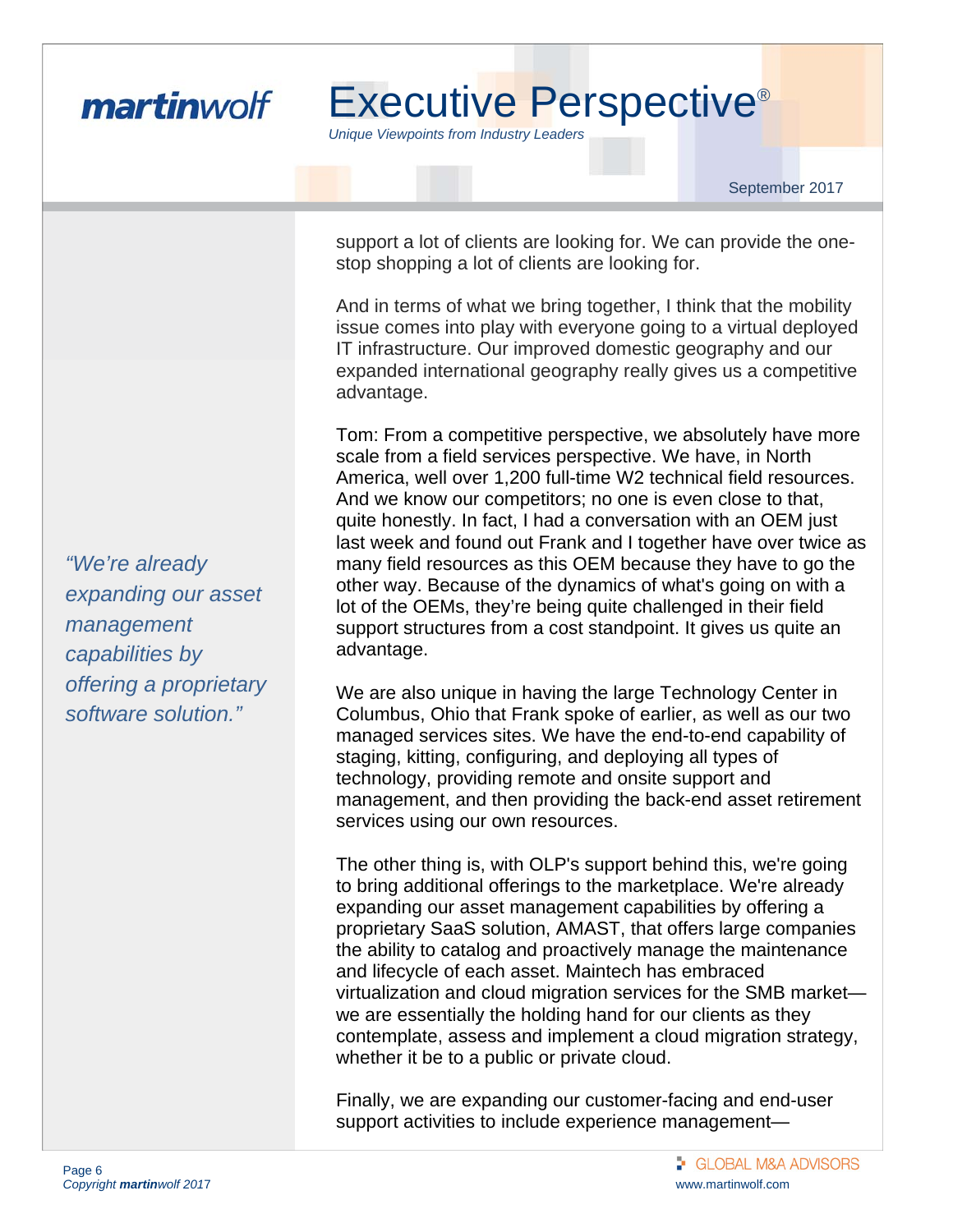support a lot of clients are looking for. We can provide the one-stop shopping a lot of clients are looking for.

And in terms of what we bring together, I think that the mobility issue comes into play with everyone going to a virtual deployed IT infrastructure. Our improved domestic geography and our expanded international geography really gives us a competitive advantage.

Tom: From a competitive perspective, we absolutely have more scale from a field services perspective. We have, in North America, well over 1,200 full-time W2 technical field resources. And we know our competitors; no one is even close to that, quite honestly. In fact, I had a conversation with an OEM just last week and found out Frank and I together have over twice as many field resources as this OEM because they have to go the other way. Because of the dynamics of what's going on with a lot of the OEMs, they're being quite challenged in their field support structures from a cost standpoint. It gives us quite an advantage.

*"We're already expanding our asset management capabilities by offering a proprietary software solution."*

We are also unique in having the large Technology Center in Columbus, Ohio that Frank spoke of earlier, as well as our two managed services sites. We have the end-to-end capability of staging, kitting, configuring, and deploying all types of technology, providing remote and onsite support and management, and then providing the back-end asset retirement services using our own resources.

The other thing is, with OLP's support behind this, we're going to bring additional offerings to the marketplace. We're already expanding our asset management capabilities by offering a proprietary SaaS solution, AMAST, that offers large companies the ability to catalog and proactively manage the maintenance and lifecycle of each asset. Maintech has embraced virtualization and cloud migration services for the SMB market—we are essentially the holding hand for our clients as they contemplate, assess and implement a cloud migration strategy, whether it be to a public or private cloud.

Finally, we are expanding our customer-facing and end-user support activities to include experience management—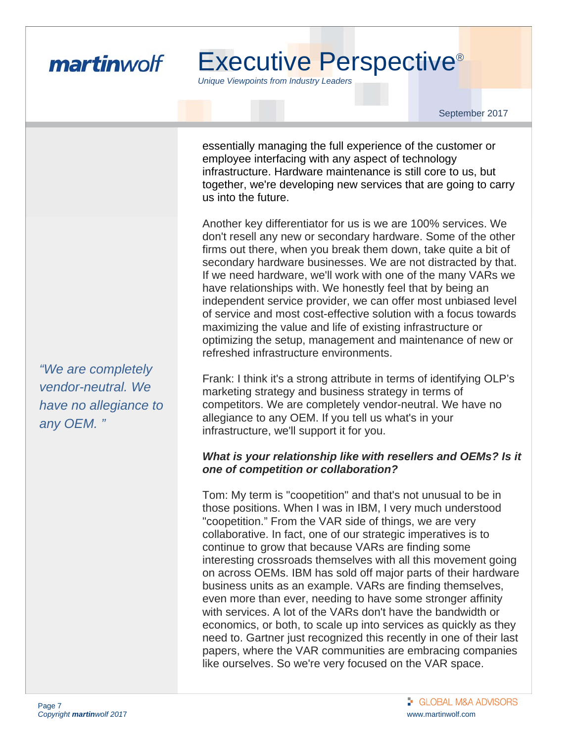essentially managing the full experience of the customer or employee interfacing with any aspect of technology infrastructure. Hardware maintenance is still core to us, but together, we're developing new services that are going to carry us into the future.

Another key differentiator for us is we are 100% services. We don't resell any new or secondary hardware. Some of the other firms out there, when you break them down, take quite a bit of secondary hardware businesses. We are not distracted by that. If we need hardware, we'll work with one of the many VARs we have relationships with. We honestly feel that by being an independent service provider, we can offer most unbiased level of service and most cost-effective solution with a focus towards maximizing the value and life of existing infrastructure or optimizing the setup, management and maintenance of new or refreshed infrastructure environments.

*"We are completely vendor-neutral. We have no allegiance to any OEM. "*

Frank: I think it's a strong attribute in terms of identifying OLP's marketing strategy and business strategy in terms of competitors. We are completely vendor-neutral. We have no allegiance to any OEM. If you tell us what's in your infrastructure, we'll support it for you.

***What is your relationship like with resellers and OEMs? Is it one of competition or collaboration?***

Tom: My term is "coopetition" and that's not unusual to be in those positions. When I was in IBM, I very much understood "coopetition." From the VAR side of things, we are very collaborative. In fact, one of our strategic imperatives is to continue to grow that because VARs are finding some interesting crossroads themselves with all this movement going on across OEMs. IBM has sold off major parts of their hardware business units as an example. VARs are finding themselves, even more than ever, needing to have some stronger affinity with services. A lot of the VARs don't have the bandwidth or economics, or both, to scale up into services as quickly as they need to. Gartner just recognized this recently in one of their last papers, where the VAR communities are embracing companies like ourselves. So we're very focused on the VAR space.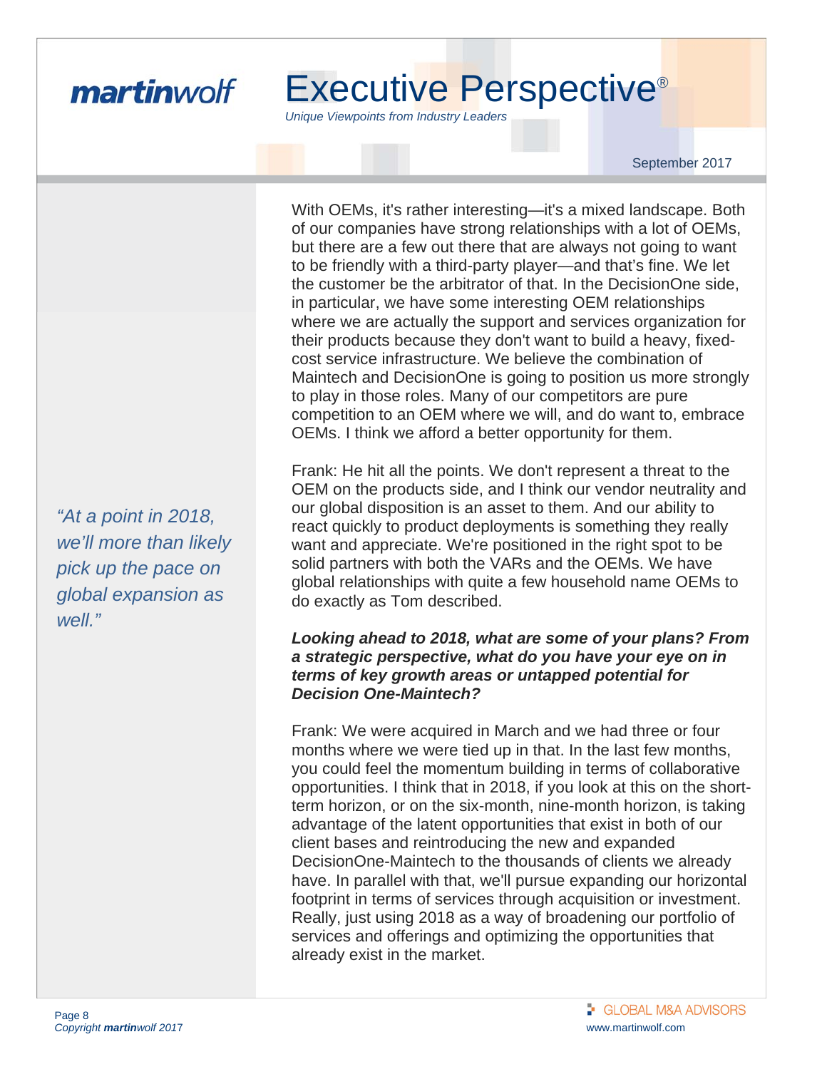With OEMs, it's rather interesting—it's a mixed landscape. Both of our companies have strong relationships with a lot of OEMs, but there are a few out there that are always not going to want to be friendly with a third-party player—and that's fine. We let the customer be the arbitrator of that. In the DecisionOne side, in particular, we have some interesting OEM relationships where we are actually the support and services organization for their products because they don't want to build a heavy, fixed-cost service infrastructure. We believe the combination of Maintech and DecisionOne is going to position us more strongly to play in those roles. Many of our competitors are pure competition to an OEM where we will, and do want to, embrace OEMs. I think we afford a better opportunity for them.

*"At a point in 2018, we'll more than likely pick up the pace on global expansion as well."*

Frank: He hit all the points. We don't represent a threat to the OEM on the products side, and I think our vendor neutrality and our global disposition is an asset to them. And our ability to react quickly to product deployments is something they really want and appreciate. We're positioned in the right spot to be solid partners with both the VARs and the OEMs. We have global relationships with quite a few household name OEMs to do exactly as Tom described.

***Looking ahead to 2018, what are some of your plans? From a strategic perspective, what do you have your eye on in terms of key growth areas or untapped potential for Decision One-Maintech?***

Frank: We were acquired in March and we had three or four months where we were tied up in that. In the last few months, you could feel the momentum building in terms of collaborative opportunities. I think that in 2018, if you look at this on the short-term horizon, or on the six-month, nine-month horizon, is taking advantage of the latent opportunities that exist in both of our client bases and reintroducing the new and expanded DecisionOne-Maintech to the thousands of clients we already have. In parallel with that, we'll pursue expanding our horizontal footprint in terms of services through acquisition or investment. Really, just using 2018 as a way of broadening our portfolio of services and offerings and optimizing the opportunities that already exist in the market.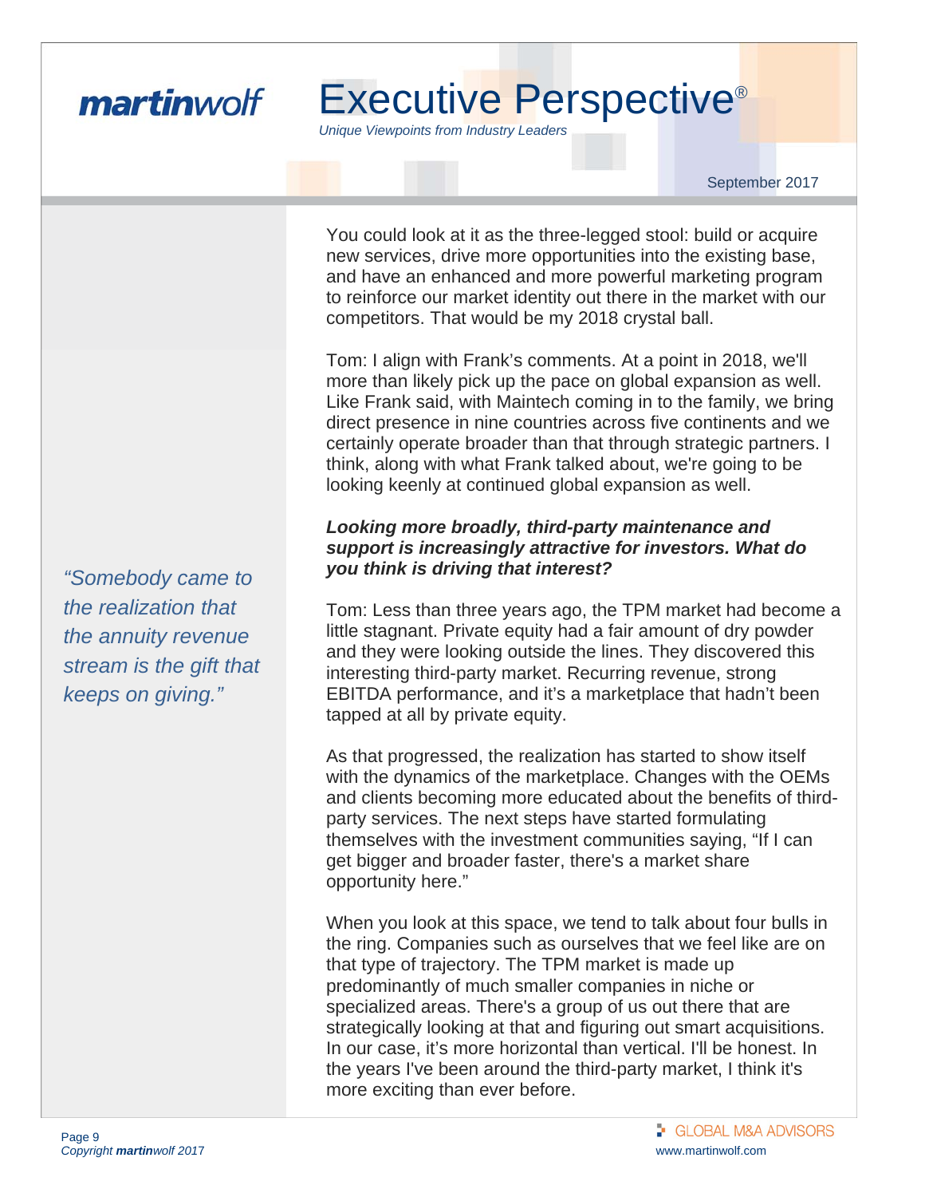You could look at it as the three-legged stool: build or acquire new services, drive more opportunities into the existing base, and have an enhanced and more powerful marketing program to reinforce our market identity out there in the market with our competitors. That would be my 2018 crystal ball.

Tom: I align with Frank's comments. At a point in 2018, we'll more than likely pick up the pace on global expansion as well. Like Frank said, with Maintech coming in to the family, we bring direct presence in nine countries across five continents and we certainly operate broader than that through strategic partners. I think, along with what Frank talked about, we're going to be looking keenly at continued global expansion as well.

***Looking more broadly, third-party maintenance and support is increasingly attractive for investors. What do you think is driving that interest?***

*"Somebody came to the realization that the annuity revenue stream is the gift that keeps on giving."*

Tom: Less than three years ago, the TPM market had become a little stagnant. Private equity had a fair amount of dry powder and they were looking outside the lines. They discovered this interesting third-party market. Recurring revenue, strong EBITDA performance, and it's a marketplace that hadn't been tapped at all by private equity.

As that progressed, the realization has started to show itself with the dynamics of the marketplace. Changes with the OEMs and clients becoming more educated about the benefits of third-party services. The next steps have started formulating themselves with the investment communities saying, "If I can get bigger and broader faster, there's a market share opportunity here."

When you look at this space, we tend to talk about four bulls in the ring. Companies such as ourselves that we feel like are on that type of trajectory. The TPM market is made up predominantly of much smaller companies in niche or specialized areas. There's a group of us out there that are strategically looking at that and figuring out smart acquisitions. In our case, it's more horizontal than vertical. I'll be honest. In the years I've been around the third-party market, I think it's more exciting than ever before.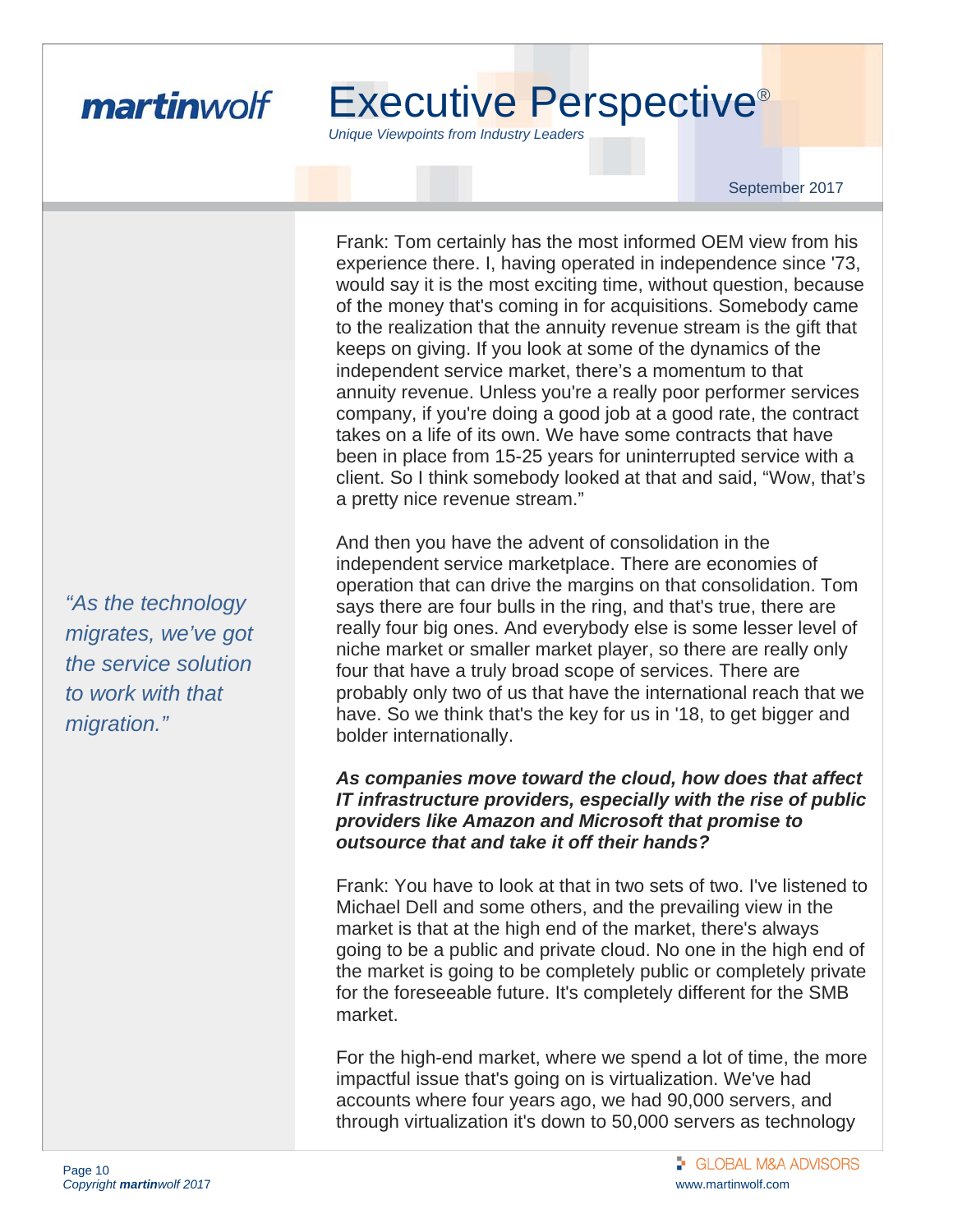Frank: Tom certainly has the most informed OEM view from his experience there. I, having operated in independence since '73, would say it is the most exciting time, without question, because of the money that's coming in for acquisitions. Somebody came to the realization that the annuity revenue stream is the gift that keeps on giving. If you look at some of the dynamics of the independent service market, there's a momentum to that annuity revenue. Unless you're a really poor performer services company, if you're doing a good job at a good rate, the contract takes on a life of its own. We have some contracts that have been in place from 15-25 years for uninterrupted service with a client. So I think somebody looked at that and said, "Wow, that's a pretty nice revenue stream."

*"As the technology migrates, we've got the service solution to work with that migration."*

And then you have the advent of consolidation in the independent service marketplace. There are economies of operation that can drive the margins on that consolidation. Tom says there are four bulls in the ring, and that's true, there are really four big ones. And everybody else is some lesser level of niche market or smaller market player, so there are really only four that have a truly broad scope of services. There are probably only two of us that have the international reach that we have. So we think that's the key for us in '18, to get bigger and bolder internationally.

***As companies move toward the cloud, how does that affect IT infrastructure providers, especially with the rise of public providers like Amazon and Microsoft that promise to outsource that and take it off their hands?***

Frank: You have to look at that in two sets of two. I've listened to Michael Dell and some others, and the prevailing view in the market is that at the high end of the market, there's always going to be a public and private cloud. No one in the high end of the market is going to be completely public or completely private for the foreseeable future. It's completely different for the SMB market.

For the high-end market, where we spend a lot of time, the more impactful issue that's going on is virtualization. We've had accounts where four years ago, we had 90,000 servers, and through virtualization it's down to 50,000 servers as technology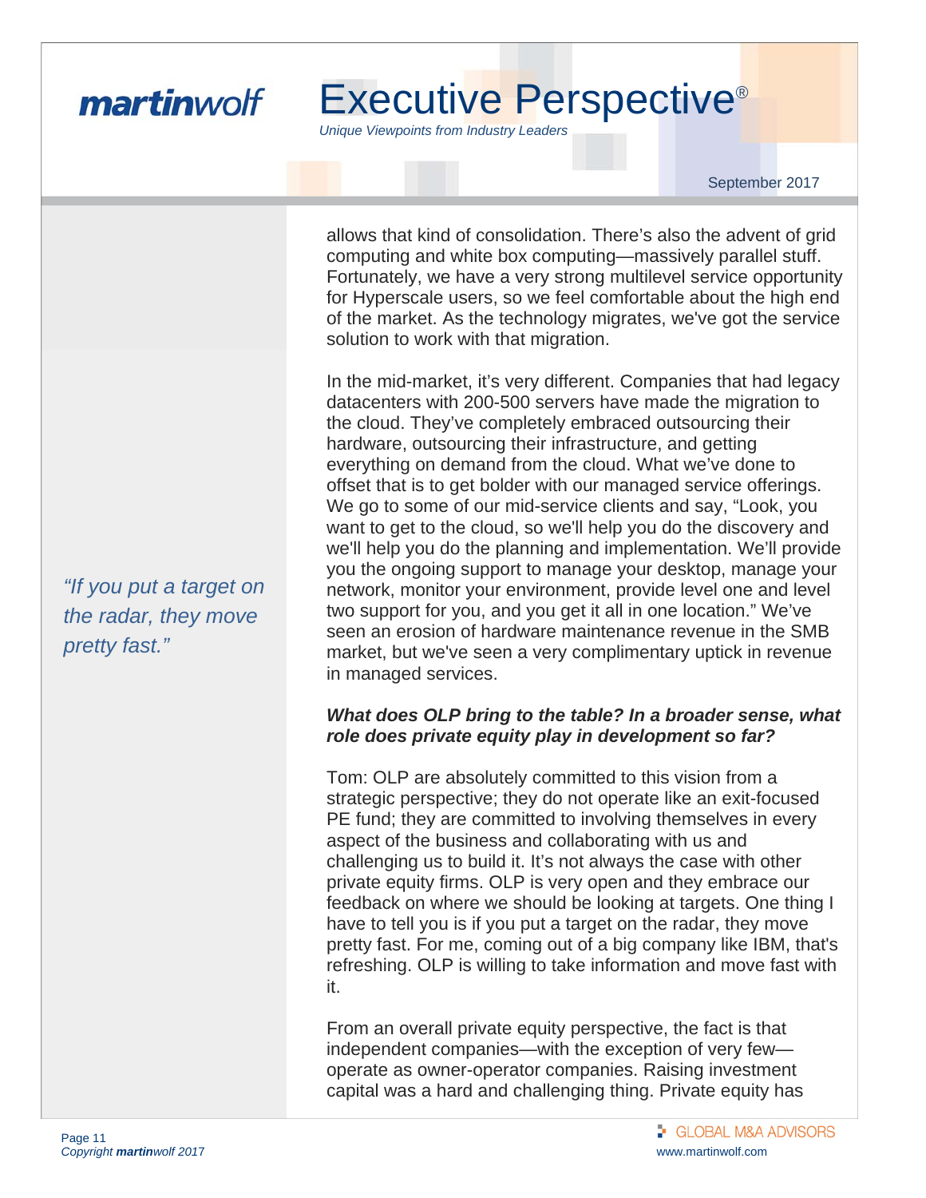allows that kind of consolidation. There's also the advent of grid computing and white box computing—massively parallel stuff. Fortunately, we have a very strong multilevel service opportunity for Hyperscale users, so we feel comfortable about the high end of the market. As the technology migrates, we've got the service solution to work with that migration.

In the mid-market, it's very different. Companies that had legacy datacenters with 200-500 servers have made the migration to the cloud. They've completely embraced outsourcing their hardware, outsourcing their infrastructure, and getting everything on demand from the cloud. What we've done to offset that is to get bolder with our managed service offerings. We go to some of our mid-service clients and say, "Look, you want to get to the cloud, so we'll help you do the discovery and we'll help you do the planning and implementation. We'll provide you the ongoing support to manage your desktop, manage your network, monitor your environment, provide level one and level two support for you, and you get it all in one location." We've seen an erosion of hardware maintenance revenue in the SMB market, but we've seen a very complimentary uptick in revenue in managed services.

*"If you put a target on the radar, they move pretty fast."*

***What does OLP bring to the table? In a broader sense, what role does private equity play in development so far?***

Tom: OLP are absolutely committed to this vision from a strategic perspective; they do not operate like an exit-focused PE fund; they are committed to involving themselves in every aspect of the business and collaborating with us and challenging us to build it. It's not always the case with other private equity firms. OLP is very open and they embrace our feedback on where we should be looking at targets. One thing I have to tell you is if you put a target on the radar, they move pretty fast. For me, coming out of a big company like IBM, that's refreshing. OLP is willing to take information and move fast with it.

From an overall private equity perspective, the fact is that independent companies—with the exception of very few—operate as owner-operator companies. Raising investment capital was a hard and challenging thing. Private equity has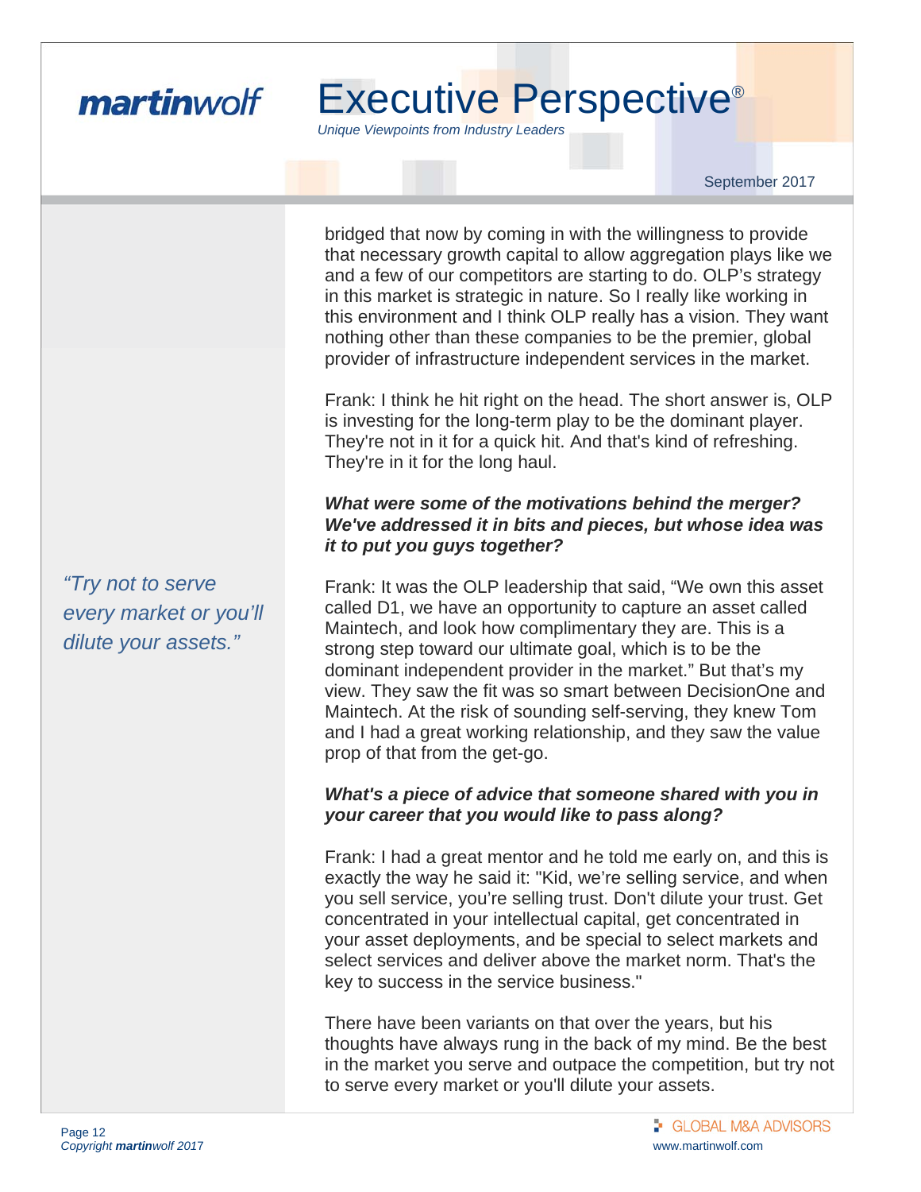bridged that now by coming in with the willingness to provide that necessary growth capital to allow aggregation plays like we and a few of our competitors are starting to do. OLP's strategy in this market is strategic in nature. So I really like working in this environment and I think OLP really has a vision. They want nothing other than these companies to be the premier, global provider of infrastructure independent services in the market.

Frank: I think he hit right on the head. The short answer is, OLP is investing for the long-term play to be the dominant player. They're not in it for a quick hit. And that's kind of refreshing. They're in it for the long haul.

***What were some of the motivations behind the merger? We've addressed it in bits and pieces, but whose idea was it to put you guys together?***

Frank: It was the OLP leadership that said, "We own this asset called D1, we have an opportunity to capture an asset called Maintech, and look how complimentary they are. This is a strong step toward our ultimate goal, which is to be the dominant independent provider in the market." But that's my view. They saw the fit was so smart between DecisionOne and Maintech. At the risk of sounding self-serving, they knew Tom and I had a great working relationship, and they saw the value prop of that from the get-go.

*"Try not to serve every market or you'll dilute your assets."*

***What's a piece of advice that someone shared with you in your career that you would like to pass along?***

Frank: I had a great mentor and he told me early on, and this is exactly the way he said it: "Kid, we're selling service, and when you sell service, you're selling trust. Don't dilute your trust. Get concentrated in your intellectual capital, get concentrated in your asset deployments, and be special to select markets and select services and deliver above the market norm. That's the key to success in the service business."

There have been variants on that over the years, but his thoughts have always rung in the back of my mind. Be the best in the market you serve and outpace the competition, but try not to serve every market or you'll dilute your assets.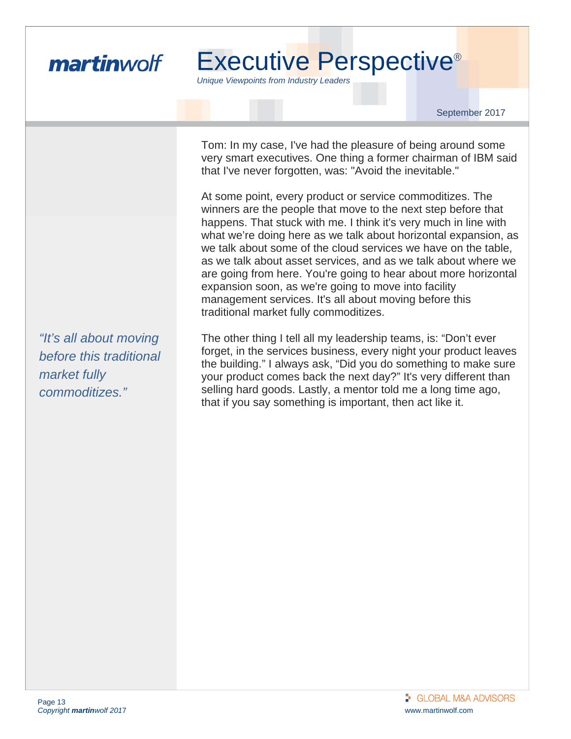Tom: In my case, I've had the pleasure of being around some very smart executives. One thing a former chairman of IBM said that I've never forgotten, was: "Avoid the inevitable."

At some point, every product or service commoditizes. The winners are the people that move to the next step before that happens. That stuck with me. I think it's very much in line with what we're doing here as we talk about horizontal expansion, as we talk about some of the cloud services we have on the table, as we talk about asset services, and as we talk about where we are going from here. You're going to hear about more horizontal expansion soon, as we're going to move into facility management services. It's all about moving before this traditional market fully commoditizes.

*"It's all about moving before this traditional market fully commoditizes."*

The other thing I tell all my leadership teams, is: "Don't ever forget, in the services business, every night your product leaves the building." I always ask, "Did you do something to make sure your product comes back the next day?" It's very different than selling hard goods. Lastly, a mentor told me a long time ago, that if you say something is important, then act like it.